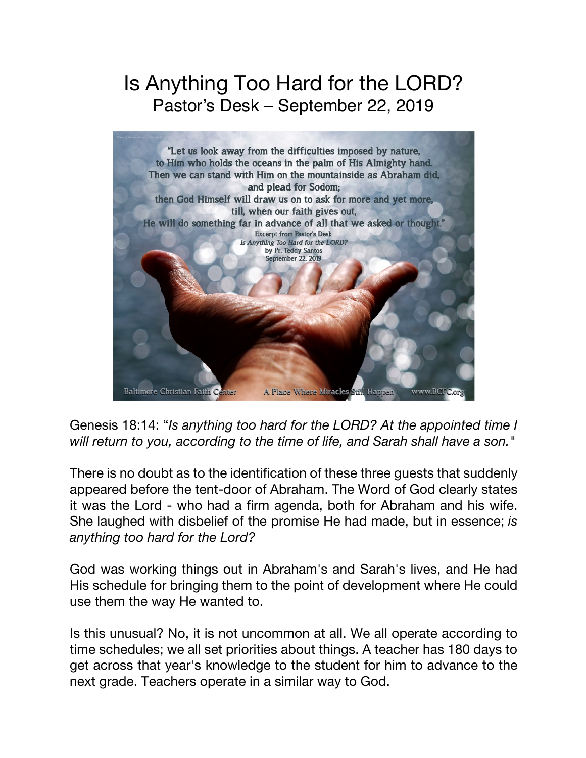# Is Anything Too Hard for the LORD?

## Pastor's Desk – September 22, 2019

> "Let us look away from the difficulties imposed by nature,
> to Him who holds the oceans in the palm of His Almighty hand.
> Then we can stand with Him on the mountainside as Abraham did,
> and plead for Sodom;
> then God Himself will draw us on to ask for more and yet more,
> till, when our faith gives out,
> He will do something far in advance of all that we asked or thought."
>
> Excerpt from Pastor's Desk
> *Is Anything Too Hard for the LORD?*
> by Pr. Teddy Santos
> September 22, 2019
>
> Baltimore Christian Faith Center — A Place Where Miracles Still Happen — www.BCFC.org

Genesis 18:14: "*Is anything too hard for the LORD? At the appointed time I will return to you, according to the time of life, and Sarah shall have a son.*"

There is no doubt as to the identification of these three guests that suddenly appeared before the tent-door of Abraham. The Word of God clearly states it was the Lord - who had a firm agenda, both for Abraham and his wife. She laughed with disbelief of the promise He had made, but in essence; *is anything too hard for the Lord?*

God was working things out in Abraham's and Sarah's lives, and He had His schedule for bringing them to the point of development where He could use them the way He wanted to.

Is this unusual? No, it is not uncommon at all. We all operate according to time schedules; we all set priorities about things. A teacher has 180 days to get across that year's knowledge to the student for him to advance to the next grade. Teachers operate in a similar way to God.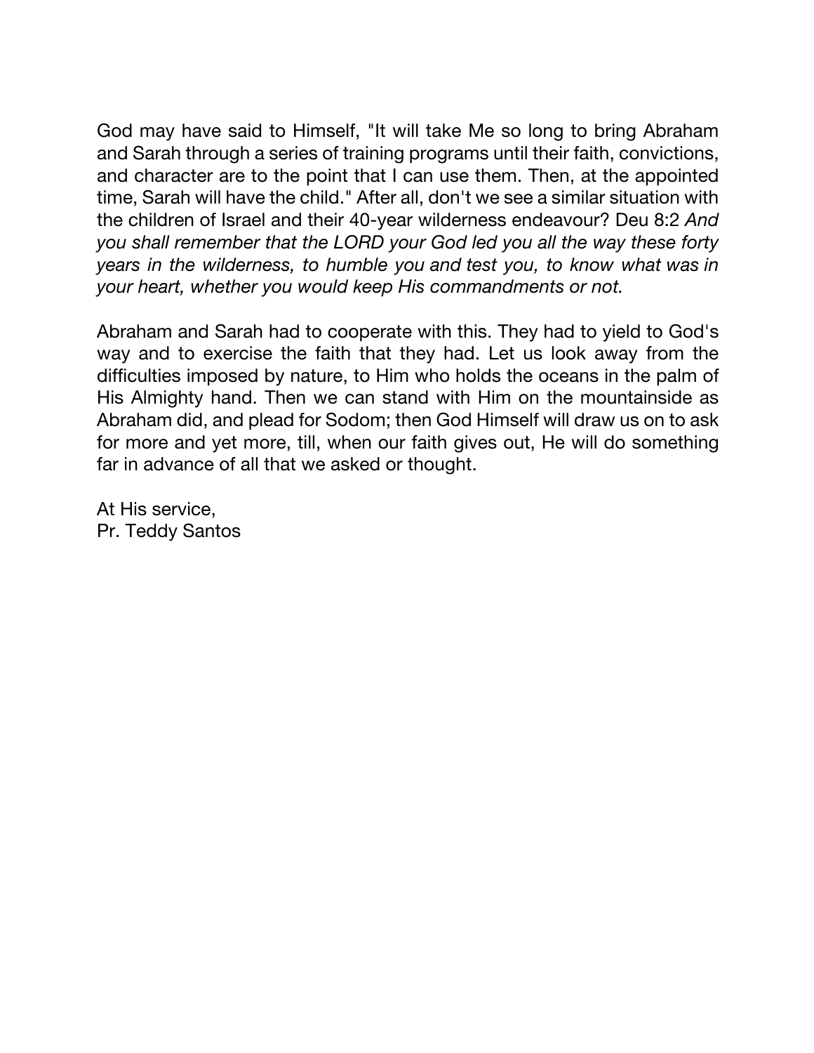God may have said to Himself, "It will take Me so long to bring Abraham and Sarah through a series of training programs until their faith, convictions, and character are to the point that I can use them. Then, at the appointed time, Sarah will have the child." After all, don't we see a similar situation with the children of Israel and their 40-year wilderness endeavour? Deu 8:2 *And you shall remember that the LORD your God led you all the way these forty years in the wilderness, to humble you and test you, to know what was in your heart, whether you would keep His commandments or not.*

Abraham and Sarah had to cooperate with this. They had to yield to God's way and to exercise the faith that they had. Let us look away from the difficulties imposed by nature, to Him who holds the oceans in the palm of His Almighty hand. Then we can stand with Him on the mountainside as Abraham did, and plead for Sodom; then God Himself will draw us on to ask for more and yet more, till, when our faith gives out, He will do something far in advance of all that we asked or thought.

At His service,
Pr. Teddy Santos